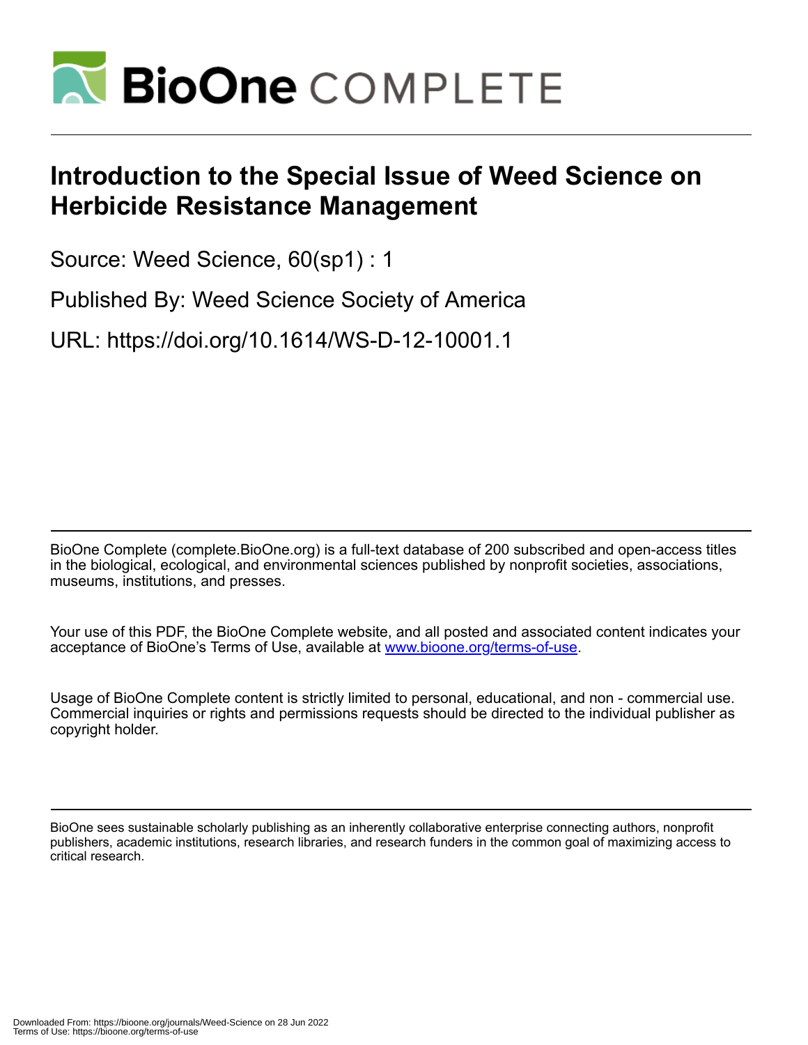# Introduction to the Special Issue of Weed Science on Herbicide Resistance Management

Source: Weed Science, 60(sp1) : 1

Published By: Weed Science Society of America

URL: https://doi.org/10.1614/WS-D-12-10001.1

BioOne Complete (complete.BioOne.org) is a full-text database of 200 subscribed and open-access titles in the biological, ecological, and environmental sciences published by nonprofit societies, associations, museums, institutions, and presses.

Your use of this PDF, the BioOne Complete website, and all posted and associated content indicates your acceptance of BioOne's Terms of Use, available at www.bioone.org/terms-of-use.

Usage of BioOne Complete content is strictly limited to personal, educational, and non - commercial use. Commercial inquiries or rights and permissions requests should be directed to the individual publisher as copyright holder.

BioOne sees sustainable scholarly publishing as an inherently collaborative enterprise connecting authors, nonprofit publishers, academic institutions, research libraries, and research funders in the common goal of maximizing access to critical research.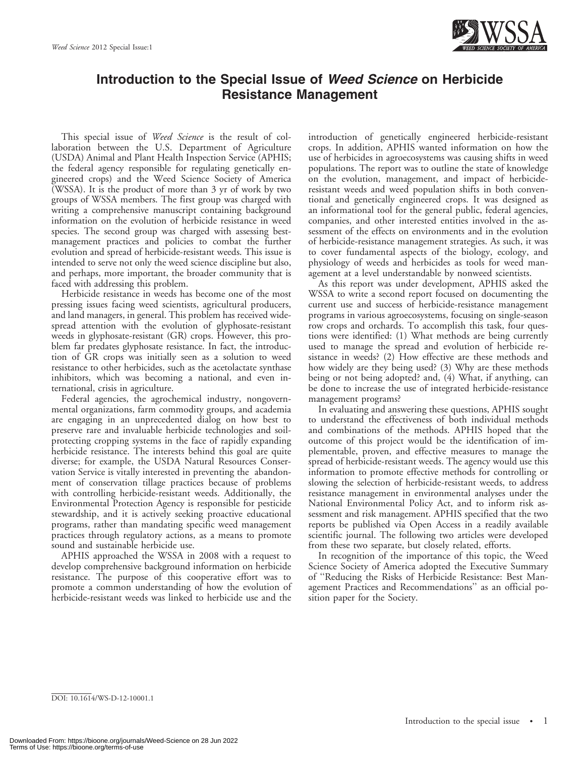# Introduction to the Special Issue of *Weed Science* on Herbicide Resistance Management

This special issue of *Weed Science* is the result of collaboration between the U.S. Department of Agriculture (USDA) Animal and Plant Health Inspection Service (APHIS; the federal agency responsible for regulating genetically engineered crops) and the Weed Science Society of America (WSSA). It is the product of more than 3 yr of work by two groups of WSSA members. The first group was charged with writing a comprehensive manuscript containing background information on the evolution of herbicide resistance in weed species. The second group was charged with assessing best-management practices and policies to combat the further evolution and spread of herbicide-resistant weeds. This issue is intended to serve not only the weed science discipline but also, and perhaps, more important, the broader community that is faced with addressing this problem.

Herbicide resistance in weeds has become one of the most pressing issues facing weed scientists, agricultural producers, and land managers, in general. This problem has received widespread attention with the evolution of glyphosate-resistant weeds in glyphosate-resistant (GR) crops. However, this problem far predates glyphosate resistance. In fact, the introduction of GR crops was initially seen as a solution to weed resistance to other herbicides, such as the acetolactate synthase inhibitors, which was becoming a national, and even international, crisis in agriculture.

Federal agencies, the agrochemical industry, nongovernmental organizations, farm commodity groups, and academia are engaging in an unprecedented dialog on how best to preserve rare and invaluable herbicide technologies and soil-protecting cropping systems in the face of rapidly expanding herbicide resistance. The interests behind this goal are quite diverse; for example, the USDA Natural Resources Conservation Service is vitally interested in preventing the abandonment of conservation tillage practices because of problems with controlling herbicide-resistant weeds. Additionally, the Environmental Protection Agency is responsible for pesticide stewardship, and it is actively seeking proactive educational programs, rather than mandating specific weed management practices through regulatory actions, as a means to promote sound and sustainable herbicide use.

APHIS approached the WSSA in 2008 with a request to develop comprehensive background information on herbicide resistance. The purpose of this cooperative effort was to promote a common understanding of how the evolution of herbicide-resistant weeds was linked to herbicide use and the introduction of genetically engineered herbicide-resistant crops. In addition, APHIS wanted information on how the use of herbicides in agroecosystems was causing shifts in weed populations. The report was to outline the state of knowledge on the evolution, management, and impact of herbicide-resistant weeds and weed population shifts in both conventional and genetically engineered crops. It was designed as an informational tool for the general public, federal agencies, companies, and other interested entities involved in the assessment of the effects on environments and in the evolution of herbicide-resistance management strategies. As such, it was to cover fundamental aspects of the biology, ecology, and physiology of weeds and herbicides as tools for weed management at a level understandable by nonweed scientists.

As this report was under development, APHIS asked the WSSA to write a second report focused on documenting the current use and success of herbicide-resistance management programs in various agroecosystems, focusing on single-season row crops and orchards. To accomplish this task, four questions were identified: (1) What methods are being currently used to manage the spread and evolution of herbicide resistance in weeds? (2) How effective are these methods and how widely are they being used? (3) Why are these methods being or not being adopted? and, (4) What, if anything, can be done to increase the use of integrated herbicide-resistance management programs?

In evaluating and answering these questions, APHIS sought to understand the effectiveness of both individual methods and combinations of the methods. APHIS hoped that the outcome of this project would be the identification of implementable, proven, and effective measures to manage the spread of herbicide-resistant weeds. The agency would use this information to promote effective methods for controlling or slowing the selection of herbicide-resistant weeds, to address resistance management in environmental analyses under the National Environmental Policy Act, and to inform risk assessment and risk management. APHIS specified that the two reports be published via Open Access in a readily available scientific journal. The following two articles were developed from these two separate, but closely related, efforts.

In recognition of the importance of this topic, the Weed Science Society of America adopted the Executive Summary of "Reducing the Risks of Herbicide Resistance: Best Management Practices and Recommendations" as an official position paper for the Society.

DOI: 10.1614/WS-D-12-10001.1